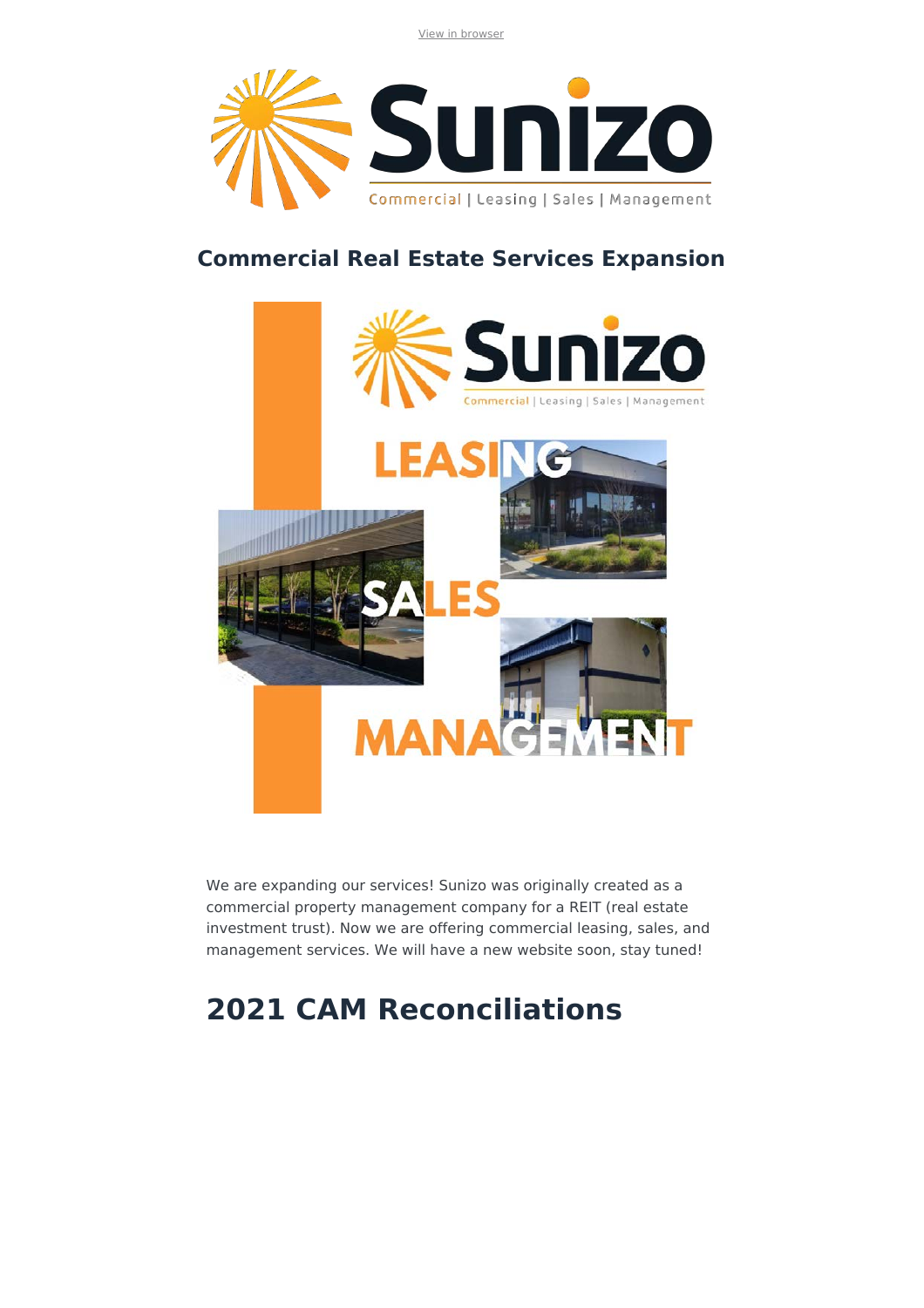View in browser

## Commercial Real Estate Services Expansion

We are expanding our services! Sunizo was originally created as a commercial property management company for a REIT (real estate investment trust). Now we are offering commercial leasing, sales, and management services. We will have a new website soon, stay tuned!

# 2021 CAM Reconciliations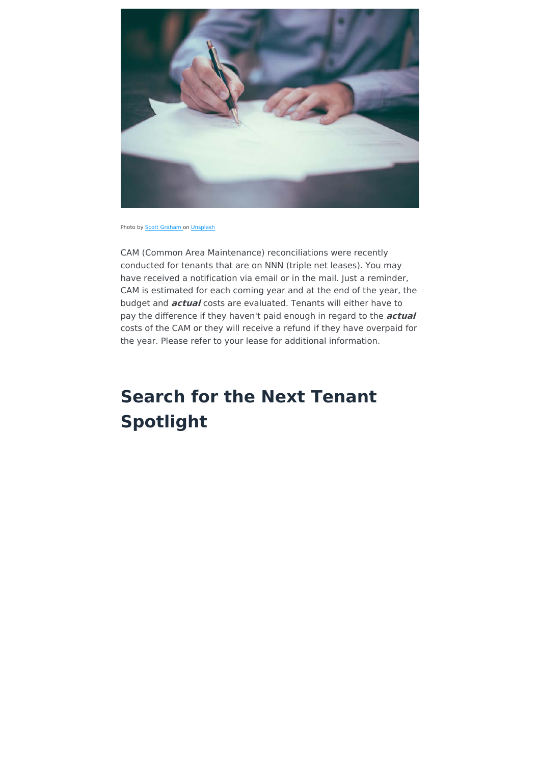Photo by Scott Graham on Unsplash

CAM (Common Area Maintenance) reconciliations were recently conducted for tenants that are on NNN (triple net leases). You may have received a notification via email or in the mail. Just a reminder, CAM is estimated for each coming year and at the end of the year, the budget and ***actual*** costs are evaluated. Tenants will either have to pay the difference if they haven't paid enough in regard to the ***actual*** costs of the CAM or they will receive a refund if they have overpaid for the year. Please refer to your lease for additional information.

# Search for the Next Tenant Spotlight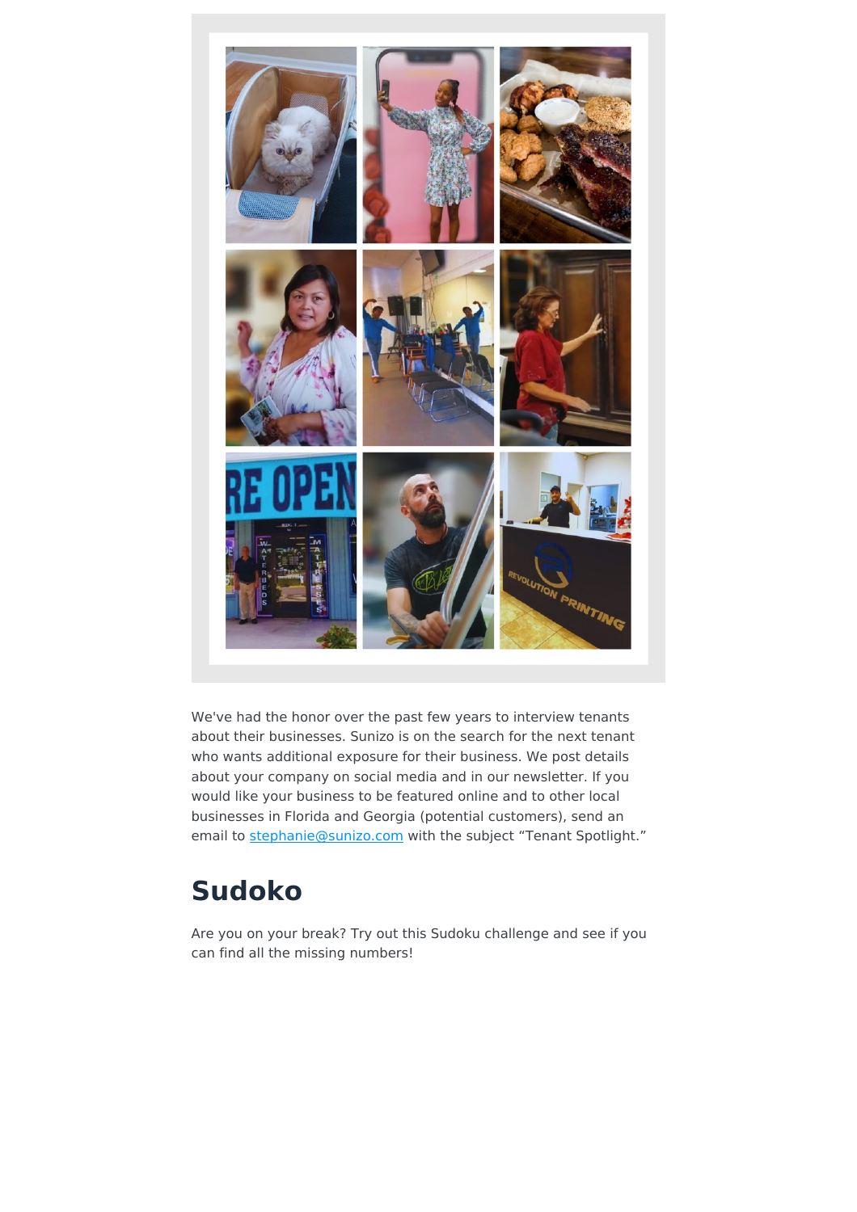We've had the honor over the past few years to interview tenants about their businesses. Sunizo is on the search for the next tenant who wants additional exposure for their business. We post details about your company on social media and in our newsletter. If you would like your business to be featured online and to other local businesses in Florida and Georgia (potential customers), send an email to stephanie@sunizo.com with the subject "Tenant Spotlight."

## Sudoko

Are you on your break? Try out this Sudoku challenge and see if you can find all the missing numbers!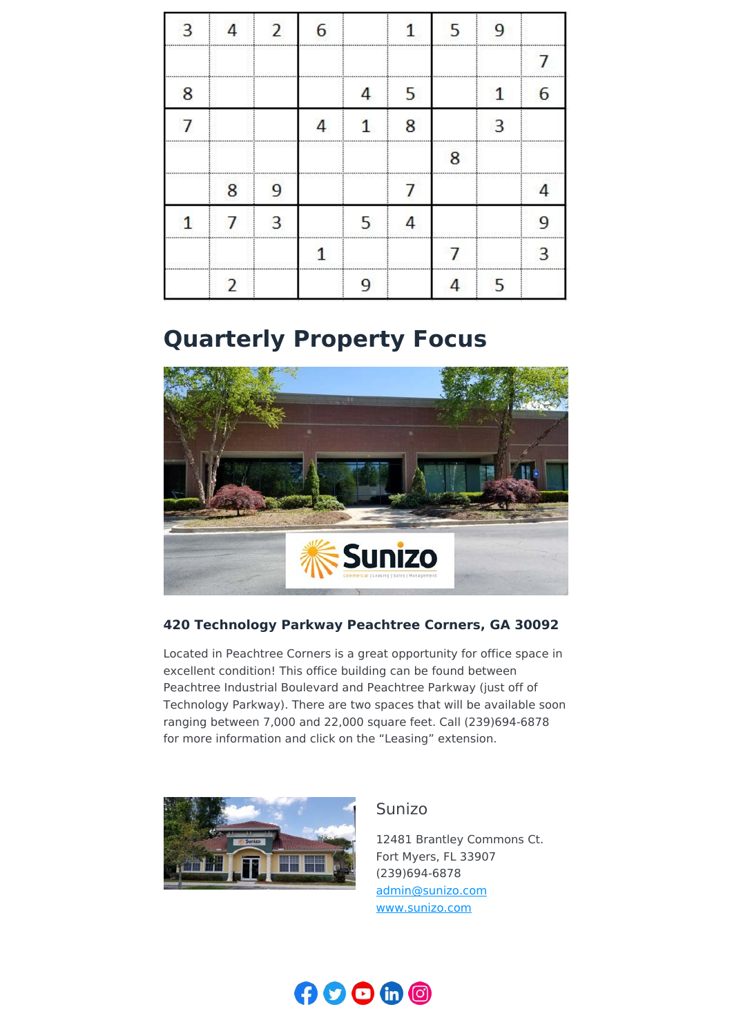| | | | | | | | | |
|---|---|---|---|---|---|---|---|---|
| 3 | 4 | 2 | 6 | | 1 | 5 | 9 | |
| | | | | | | | | 7 |
| 8 | | | | 4 | 5 | | 1 | 6 |
| 7 | | | 4 | 1 | 8 | | 3 | |
| | | | | | | 8 | | |
| | 8 | 9 | | | 7 | | | 4 |
| 1 | 7 | 3 | | 5 | 4 | | | 9 |
| | | | 1 | | | 7 | | 3 |
| | 2 | | | 9 | | 4 | 5 | |

## Quarterly Property Focus

**420 Technology Parkway Peachtree Corners, GA 30092**

Located in Peachtree Corners is a great opportunity for office space in excellent condition! This office building can be found between Peachtree Industrial Boulevard and Peachtree Parkway (just off of Technology Parkway). There are two spaces that will be available soon ranging between 7,000 and 22,000 square feet. Call (239)694-6878 for more information and click on the "Leasing" extension.

Sunizo

12481 Brantley Commons Ct.
Fort Myers, FL 33907
(239)694-6878
admin@sunizo.com
www.sunizo.com